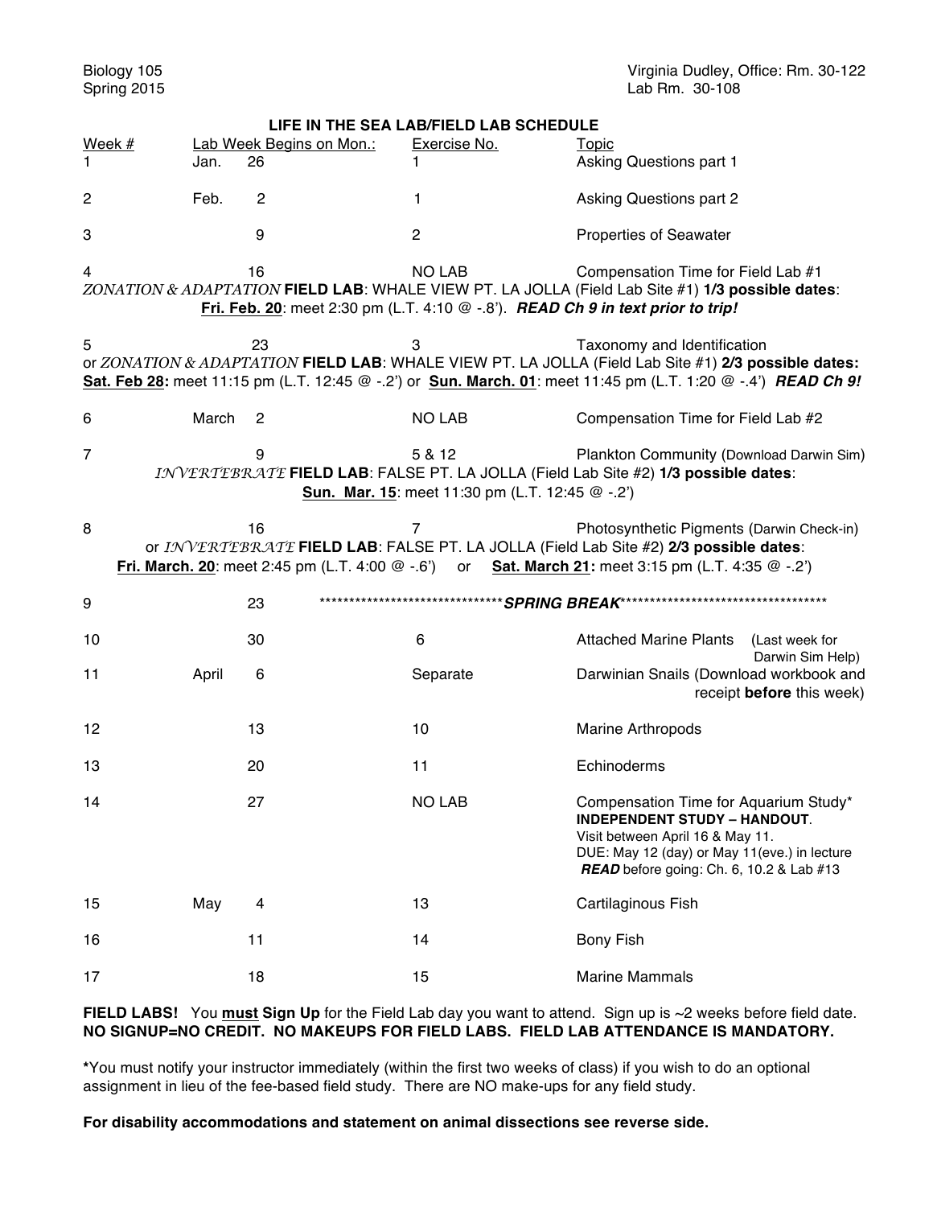Biology 105
Spring 2015

Virginia Dudley, Office: Rm. 30-122
Lab Rm. 30-108

## LIFE IN THE SEA LAB/FIELD LAB SCHEDULE

| Week # | Lab Week Begins on Mon.: | Exercise No. | Topic |
|---|---|---|---|
| 1 | Jan. 26 | 1 | Asking Questions part 1 |
| 2 | Feb. 2 | 1 | Asking Questions part 2 |
| 3 | 9 | 2 | Properties of Seawater |
| 4 | 16 | NO LAB | Compensation Time for Field Lab #1 |

*ZONATION & ADAPTATION* **FIELD LAB**: WHALE VIEW PT. LA JOLLA (Field Lab Site #1) **1/3 possible dates**:
**Fri. Feb. 20**: meet 2:30 pm (L.T. 4:10 @ -.8'). ***READ Ch 9 in text prior to trip!***

| Week # | Lab Week Begins on Mon.: | Exercise No. | Topic |
|---|---|---|---|
| 5 | 23 | 3 | Taxonomy and Identification |

or *ZONATION & ADAPTATION* **FIELD LAB**: WHALE VIEW PT. LA JOLLA (Field Lab Site #1) **2/3 possible dates:**
**Sat. Feb 28:** meet 11:15 pm (L.T. 12:45 @ -.2') or **Sun. March. 01**: meet 11:45 pm (L.T. 1:20 @ -.4') ***READ Ch 9!***

| Week # | Lab Week Begins on Mon.: | Exercise No. | Topic |
|---|---|---|---|
| 6 | March 2 | NO LAB | Compensation Time for Field Lab #2 |
| 7 | 9 | 5 & 12 | Plankton Community (Download Darwin Sim) |

*INVERTEBRATE* **FIELD LAB**: FALSE PT. LA JOLLA (Field Lab Site #2) **1/3 possible dates**:
**Sun. Mar. 15**: meet 11:30 pm (L.T. 12:45 @ -.2')

| Week # | Lab Week Begins on Mon.: | Exercise No. | Topic |
|---|---|---|---|
| 8 | 16 | 7 | Photosynthetic Pigments (Darwin Check-in) |

or *INVERTEBRATE* **FIELD LAB**: FALSE PT. LA JOLLA (Field Lab Site #2) **2/3 possible dates**:
**Fri. March. 20**: meet 2:45 pm (L.T. 4:00 @ -.6') or **Sat. March 21:** meet 3:15 pm (L.T. 4:35 @ -.2')

| Week # | Lab Week Begins on Mon.: | Exercise No. | Topic |
|---|---|---|---|
| 9 | 23 | ******************************* ***SPRING BREAK*** *********************************** | |
| 10 | 30 | 6 | Attached Marine Plants (Last week for Darwin Sim Help) |
| 11 | April 6 | Separate | Darwinian Snails (Download workbook and receipt **before** this week) |
| 12 | 13 | 10 | Marine Arthropods |
| 13 | 20 | 11 | Echinoderms |
| 14 | 27 | NO LAB | Compensation Time for Aquarium Study* **INDEPENDENT STUDY – HANDOUT**. Visit between April 16 & May 11. DUE: May 12 (day) or May 11(eve.) in lecture ***READ*** before going: Ch. 6, 10.2 & Lab #13 |
| 15 | May 4 | 13 | Cartilaginous Fish |
| 16 | 11 | 14 | Bony Fish |
| 17 | 18 | 15 | Marine Mammals |

**FIELD LABS!** You **must Sign Up** for the Field Lab day you want to attend. Sign up is ~2 weeks before field date. **NO SIGNUP=NO CREDIT. NO MAKEUPS FOR FIELD LABS. FIELD LAB ATTENDANCE IS MANDATORY.**

**\***You must notify your instructor immediately (within the first two weeks of class) if you wish to do an optional assignment in lieu of the fee-based field study. There are NO make-ups for any field study.

**For disability accommodations and statement on animal dissections see reverse side.**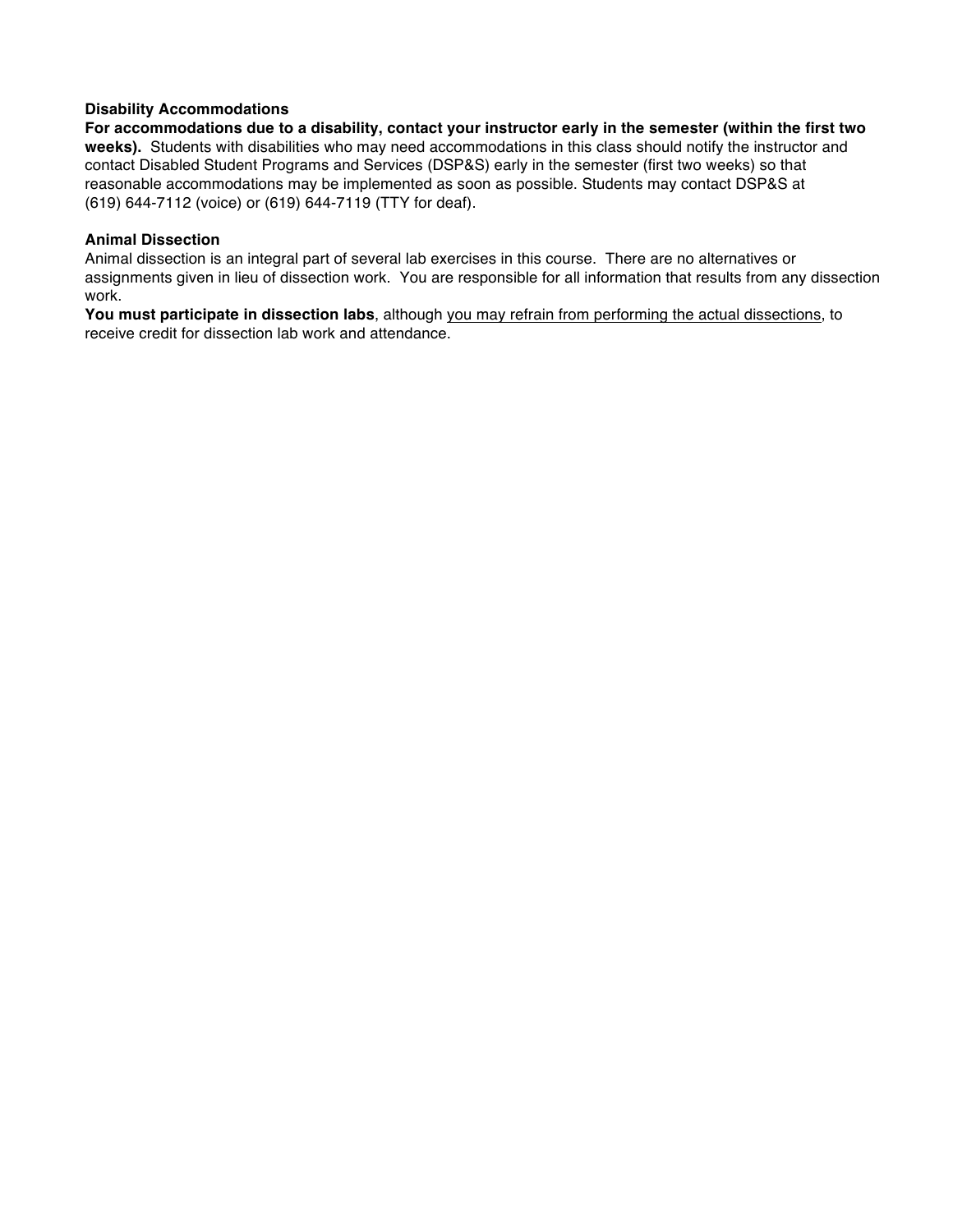**Disability Accommodations**

**For accommodations due to a disability, contact your instructor early in the semester (within the first two weeks).** Students with disabilities who may need accommodations in this class should notify the instructor and contact Disabled Student Programs and Services (DSP&S) early in the semester (first two weeks) so that reasonable accommodations may be implemented as soon as possible. Students may contact DSP&S at (619) 644-7112 (voice) or (619) 644-7119 (TTY for deaf).

**Animal Dissection**

Animal dissection is an integral part of several lab exercises in this course. There are no alternatives or assignments given in lieu of dissection work. You are responsible for all information that results from any dissection work.

**You must participate in dissection labs**, although <u>you may refrain from performing the actual dissections</u>, to receive credit for dissection lab work and attendance.